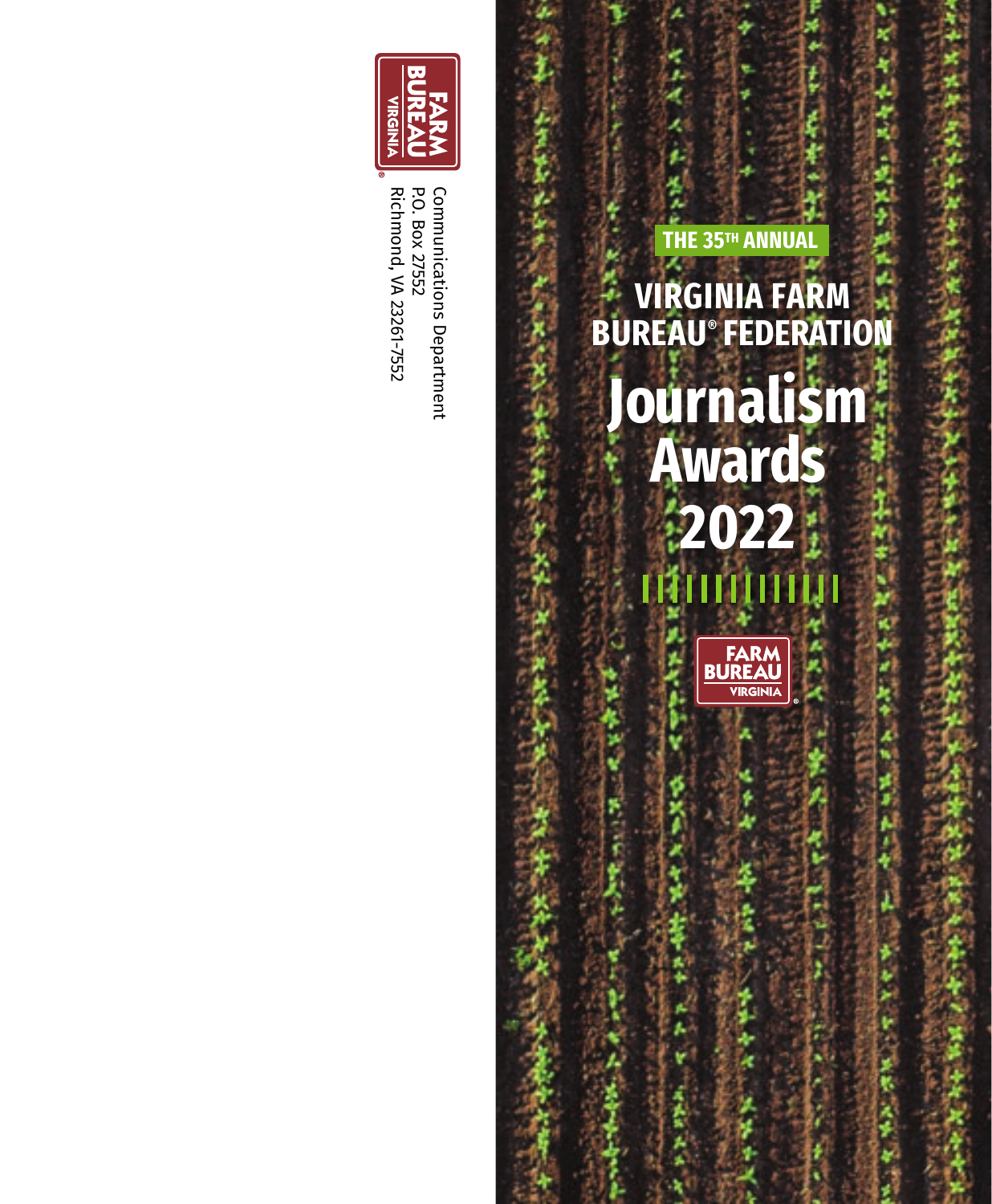FARM BUREAU VIRGINIA

Communications Department
P.O. Box 27552
Richmond, VA 23261-7552

THE 35TH ANNUAL

# VIRGINIA FARM BUREAU® FEDERATION

# Journalism Awards 2022

FARM BUREAU VIRGINIA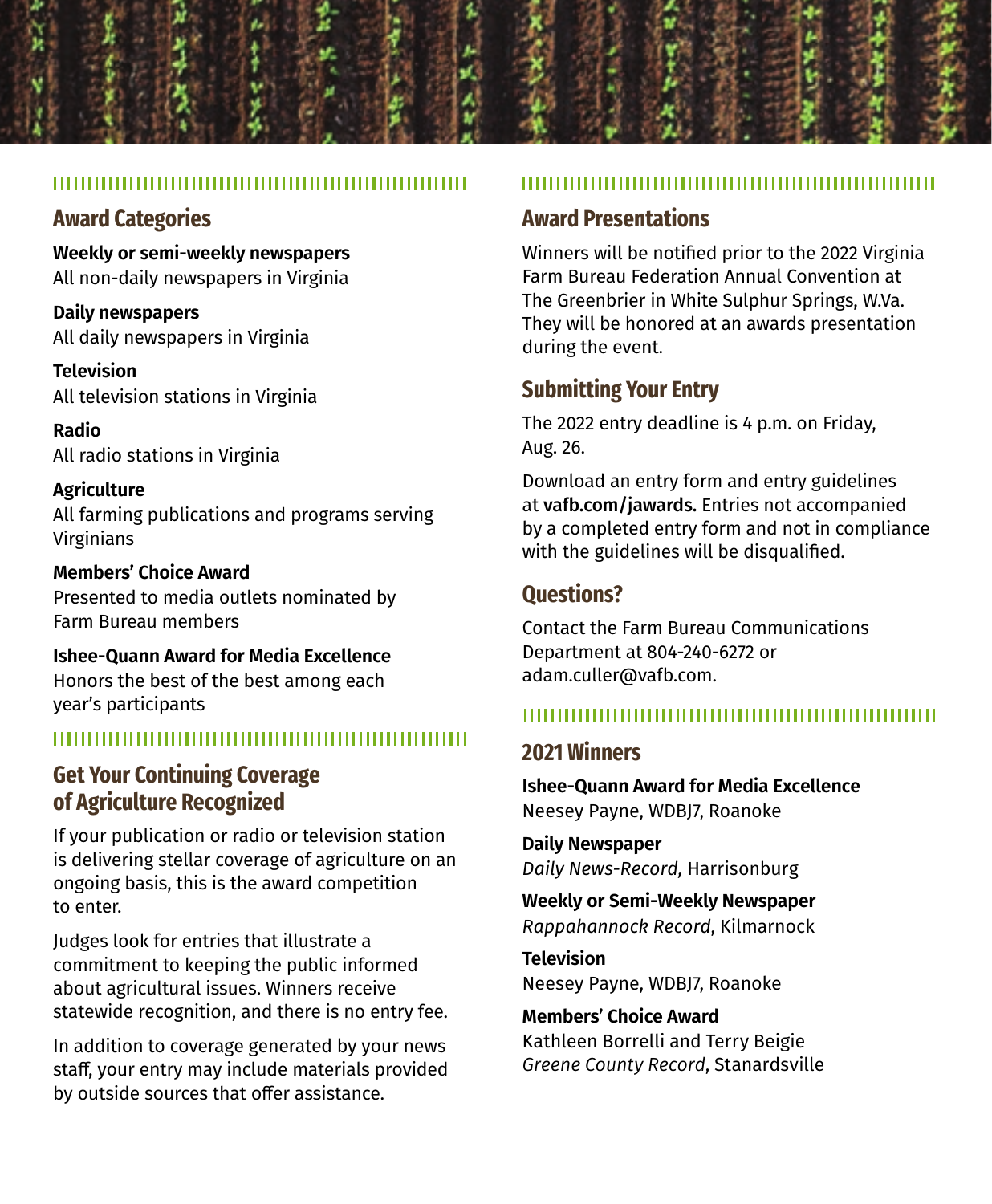## Award Categories

**Weekly or semi-weekly newspapers**
All non-daily newspapers in Virginia

**Daily newspapers**
All daily newspapers in Virginia

**Television**
All television stations in Virginia

**Radio**
All radio stations in Virginia

**Agriculture**
All farming publications and programs serving Virginians

**Members' Choice Award**
Presented to media outlets nominated by Farm Bureau members

**Ishee-Quann Award for Media Excellence**
Honors the best of the best among each year's participants

## Get Your Continuing Coverage of Agriculture Recognized

If your publication or radio or television station is delivering stellar coverage of agriculture on an ongoing basis, this is the award competition to enter.

Judges look for entries that illustrate a commitment to keeping the public informed about agricultural issues. Winners receive statewide recognition, and there is no entry fee.

In addition to coverage generated by your news staff, your entry may include materials provided by outside sources that offer assistance.

## Award Presentations

Winners will be notified prior to the 2022 Virginia Farm Bureau Federation Annual Convention at The Greenbrier in White Sulphur Springs, W.Va. They will be honored at an awards presentation during the event.

## Submitting Your Entry

The 2022 entry deadline is 4 p.m. on Friday, Aug. 26.

Download an entry form and entry guidelines at **vafb.com/jawards.** Entries not accompanied by a completed entry form and not in compliance with the guidelines will be disqualified.

## Questions?

Contact the Farm Bureau Communications Department at 804-240-6272 or adam.culler@vafb.com.

## 2021 Winners

**Ishee-Quann Award for Media Excellence**
Neesey Payne, WDBJ7, Roanoke

**Daily Newspaper**
*Daily News-Record,* Harrisonburg

**Weekly or Semi-Weekly Newspaper**
*Rappahannock Record*, Kilmarnock

**Television**
Neesey Payne, WDBJ7, Roanoke

**Members' Choice Award**
Kathleen Borrelli and Terry Beigie
*Greene County Record*, Stanardsville